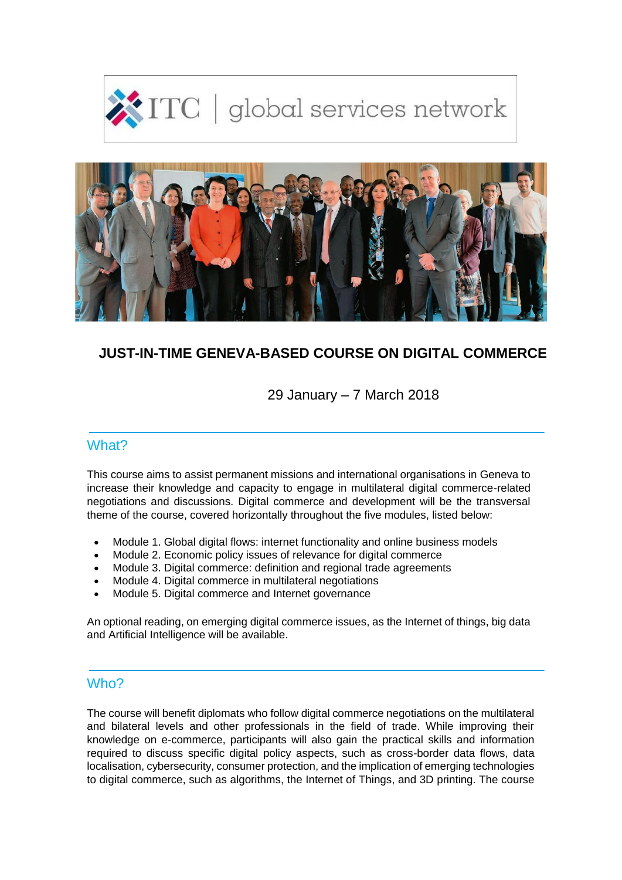ITC | global services network

## JUST-IN-TIME GENEVA-BASED COURSE ON DIGITAL COMMERCE

29 January – 7 March 2018

## What?

This course aims to assist permanent missions and international organisations in Geneva to increase their knowledge and capacity to engage in multilateral digital commerce-related negotiations and discussions. Digital commerce and development will be the transversal theme of the course, covered horizontally throughout the five modules, listed below:

- Module 1. Global digital flows: internet functionality and online business models
- Module 2. Economic policy issues of relevance for digital commerce
- Module 3. Digital commerce: definition and regional trade agreements
- Module 4. Digital commerce in multilateral negotiations
- Module 5. Digital commerce and Internet governance

An optional reading, on emerging digital commerce issues, as the Internet of things, big data and Artificial Intelligence will be available.

## Who?

The course will benefit diplomats who follow digital commerce negotiations on the multilateral and bilateral levels and other professionals in the field of trade. While improving their knowledge on e-commerce, participants will also gain the practical skills and information required to discuss specific digital policy aspects, such as cross-border data flows, data localisation, cybersecurity, consumer protection, and the implication of emerging technologies to digital commerce, such as algorithms, the Internet of Things, and 3D printing. The course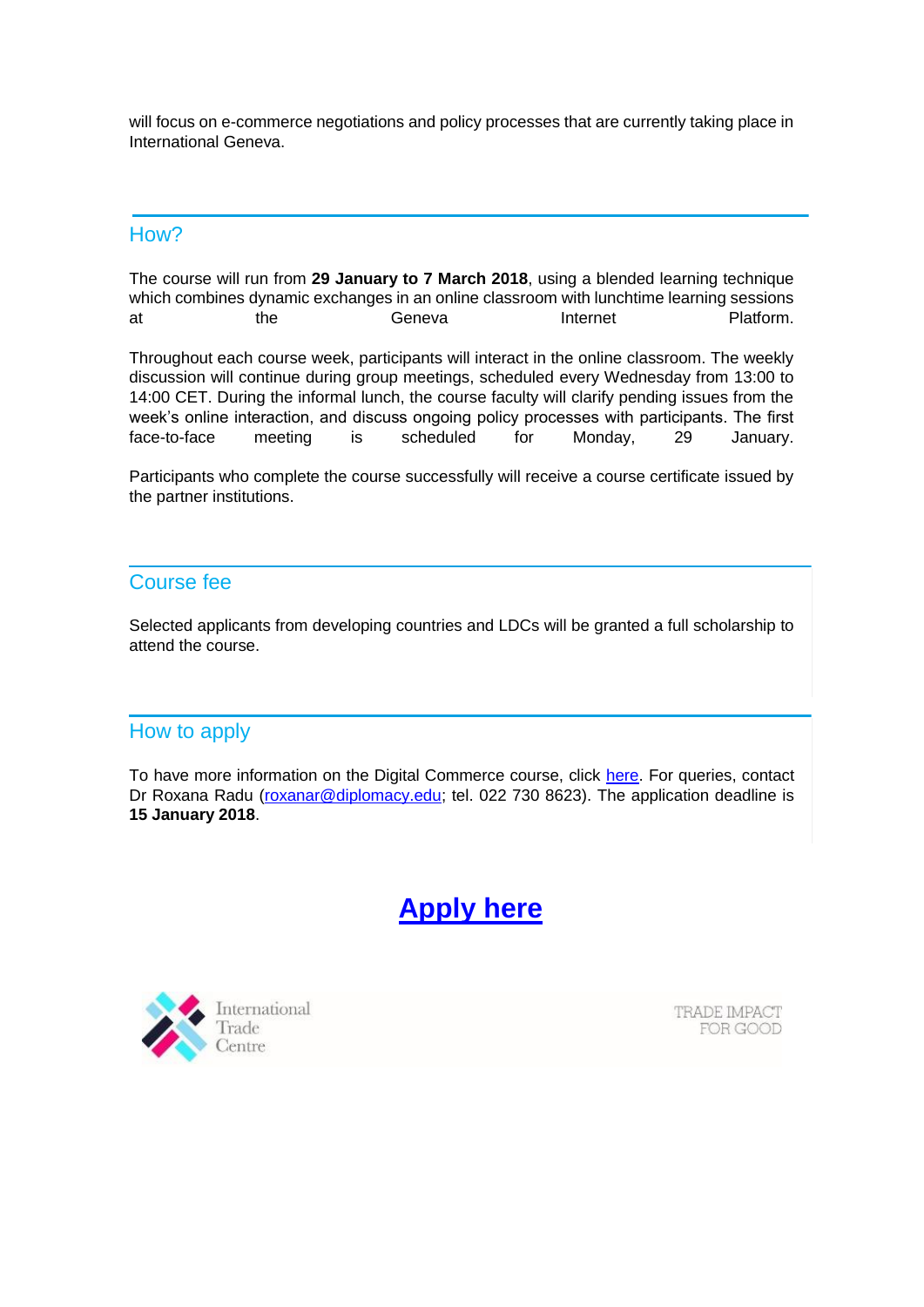will focus on e-commerce negotiations and policy processes that are currently taking place in International Geneva.

## How?

The course will run from **29 January to 7 March 2018**, using a blended learning technique which combines dynamic exchanges in an online classroom with lunchtime learning sessions at the Geneva Internet Platform.

Throughout each course week, participants will interact in the online classroom. The weekly discussion will continue during group meetings, scheduled every Wednesday from 13:00 to 14:00 CET. During the informal lunch, the course faculty will clarify pending issues from the week's online interaction, and discuss ongoing policy processes with participants. The first face-to-face meeting is scheduled for Monday, 29 January.

Participants who complete the course successfully will receive a course certificate issued by the partner institutions.

## Course fee

Selected applicants from developing countries and LDCs will be granted a full scholarship to attend the course.

## How to apply

To have more information on the Digital Commerce course, click here. For queries, contact Dr Roxana Radu (roxanar@diplomacy.edu; tel. 022 730 8623). The application deadline is **15 January 2018**.

**Apply here**

International Trade Centre

TRADE IMPACT FOR GOOD